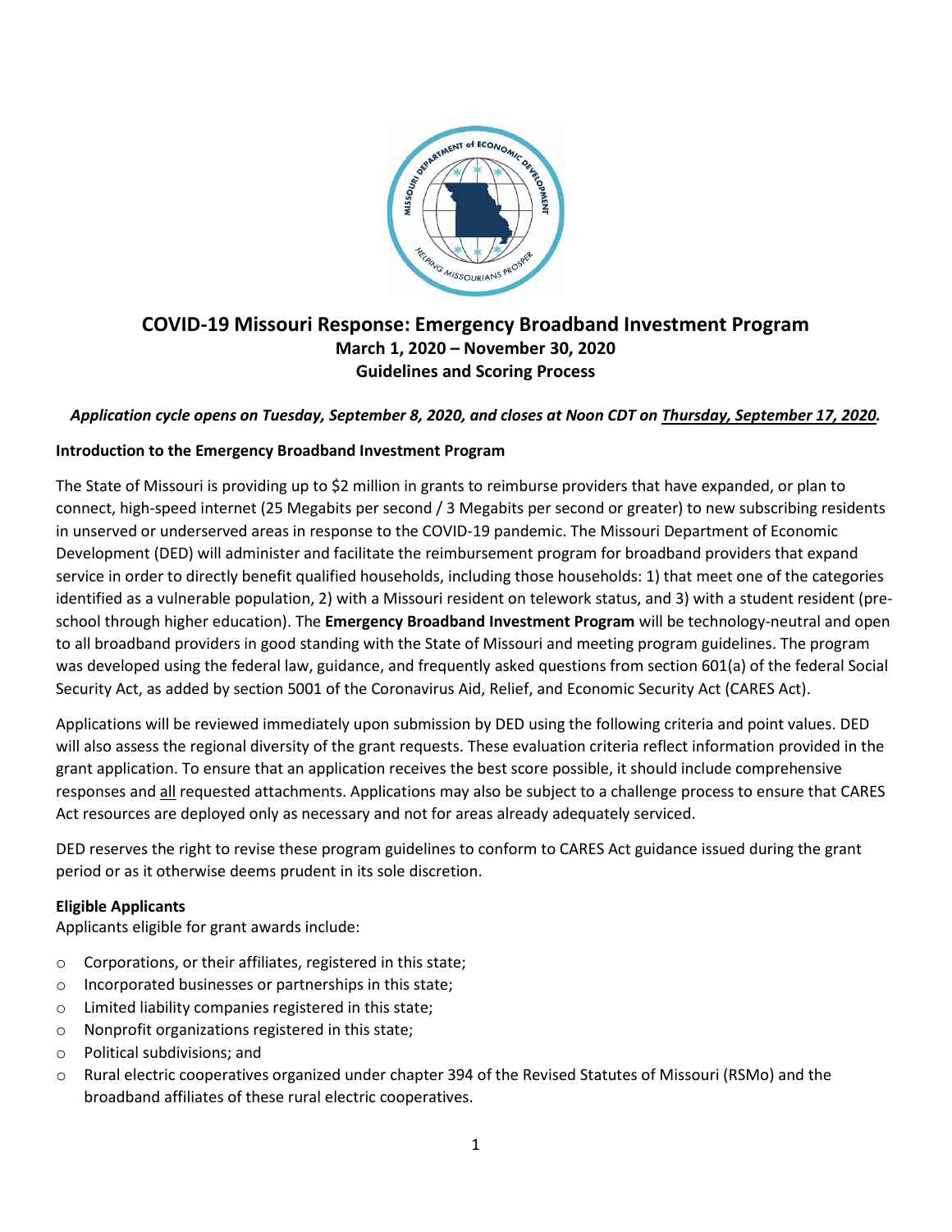# COVID-19 Missouri Response: Emergency Broadband Investment Program

**March 1, 2020 – November 30, 2020**

**Guidelines and Scoring Process**

***Application cycle opens on Tuesday, September 8, 2020, and closes at Noon CDT on Thursday, September 17, 2020.***

**Introduction to the Emergency Broadband Investment Program**

The State of Missouri is providing up to $2 million in grants to reimburse providers that have expanded, or plan to connect, high-speed internet (25 Megabits per second / 3 Megabits per second or greater) to new subscribing residents in unserved or underserved areas in response to the COVID-19 pandemic. The Missouri Department of Economic Development (DED) will administer and facilitate the reimbursement program for broadband providers that expand service in order to directly benefit qualified households, including those households: 1) that meet one of the categories identified as a vulnerable population, 2) with a Missouri resident on telework status, and 3) with a student resident (pre-school through higher education). The **Emergency Broadband Investment Program** will be technology-neutral and open to all broadband providers in good standing with the State of Missouri and meeting program guidelines. The program was developed using the federal law, guidance, and frequently asked questions from section 601(a) of the federal Social Security Act, as added by section 5001 of the Coronavirus Aid, Relief, and Economic Security Act (CARES Act).

Applications will be reviewed immediately upon submission by DED using the following criteria and point values. DED will also assess the regional diversity of the grant requests. These evaluation criteria reflect information provided in the grant application. To ensure that an application receives the best score possible, it should include comprehensive responses and all requested attachments. Applications may also be subject to a challenge process to ensure that CARES Act resources are deployed only as necessary and not for areas already adequately serviced.

DED reserves the right to revise these program guidelines to conform to CARES Act guidance issued during the grant period or as it otherwise deems prudent in its sole discretion.

**Eligible Applicants**

Applicants eligible for grant awards include:

- Corporations, or their affiliates, registered in this state;
- Incorporated businesses or partnerships in this state;
- Limited liability companies registered in this state;
- Nonprofit organizations registered in this state;
- Political subdivisions; and
- Rural electric cooperatives organized under chapter 394 of the Revised Statutes of Missouri (RSMo) and the broadband affiliates of these rural electric cooperatives.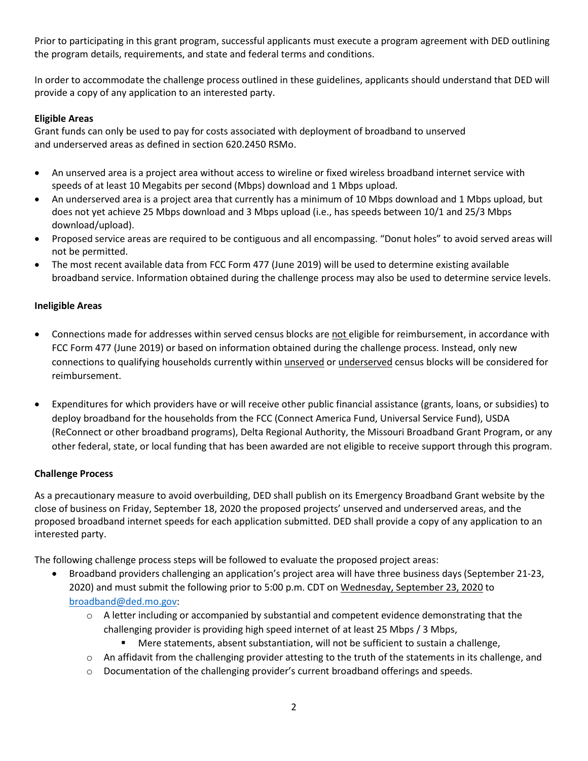Prior to participating in this grant program, successful applicants must execute a program agreement with DED outlining the program details, requirements, and state and federal terms and conditions.

In order to accommodate the challenge process outlined in these guidelines, applicants should understand that DED will provide a copy of any application to an interested party.

**Eligible Areas**

Grant funds can only be used to pay for costs associated with deployment of broadband to unserved and underserved areas as defined in section 620.2450 RSMo.

- An unserved area is a project area without access to wireline or fixed wireless broadband internet service with speeds of at least 10 Megabits per second (Mbps) download and 1 Mbps upload.
- An underserved area is a project area that currently has a minimum of 10 Mbps download and 1 Mbps upload, but does not yet achieve 25 Mbps download and 3 Mbps upload (i.e., has speeds between 10/1 and 25/3 Mbps download/upload).
- Proposed service areas are required to be contiguous and all encompassing. "Donut holes" to avoid served areas will not be permitted.
- The most recent available data from FCC Form 477 (June 2019) will be used to determine existing available broadband service. Information obtained during the challenge process may also be used to determine service levels.

**Ineligible Areas**

- Connections made for addresses within served census blocks are not eligible for reimbursement, in accordance with FCC Form 477 (June 2019) or based on information obtained during the challenge process. Instead, only new connections to qualifying households currently within unserved or underserved census blocks will be considered for reimbursement.
- Expenditures for which providers have or will receive other public financial assistance (grants, loans, or subsidies) to deploy broadband for the households from the FCC (Connect America Fund, Universal Service Fund), USDA (ReConnect or other broadband programs), Delta Regional Authority, the Missouri Broadband Grant Program, or any other federal, state, or local funding that has been awarded are not eligible to receive support through this program.

**Challenge Process**

As a precautionary measure to avoid overbuilding, DED shall publish on its Emergency Broadband Grant website by the close of business on Friday, September 18, 2020 the proposed projects' unserved and underserved areas, and the proposed broadband internet speeds for each application submitted. DED shall provide a copy of any application to an interested party.

The following challenge process steps will be followed to evaluate the proposed project areas:

- Broadband providers challenging an application's project area will have three business days (September 21-23, 2020) and must submit the following prior to 5:00 p.m. CDT on Wednesday, September 23, 2020 to broadband@ded.mo.gov:
  - A letter including or accompanied by substantial and competent evidence demonstrating that the challenging provider is providing high speed internet of at least 25 Mbps / 3 Mbps,
    - Mere statements, absent substantiation, will not be sufficient to sustain a challenge,
  - An affidavit from the challenging provider attesting to the truth of the statements in its challenge, and
  - Documentation of the challenging provider's current broadband offerings and speeds.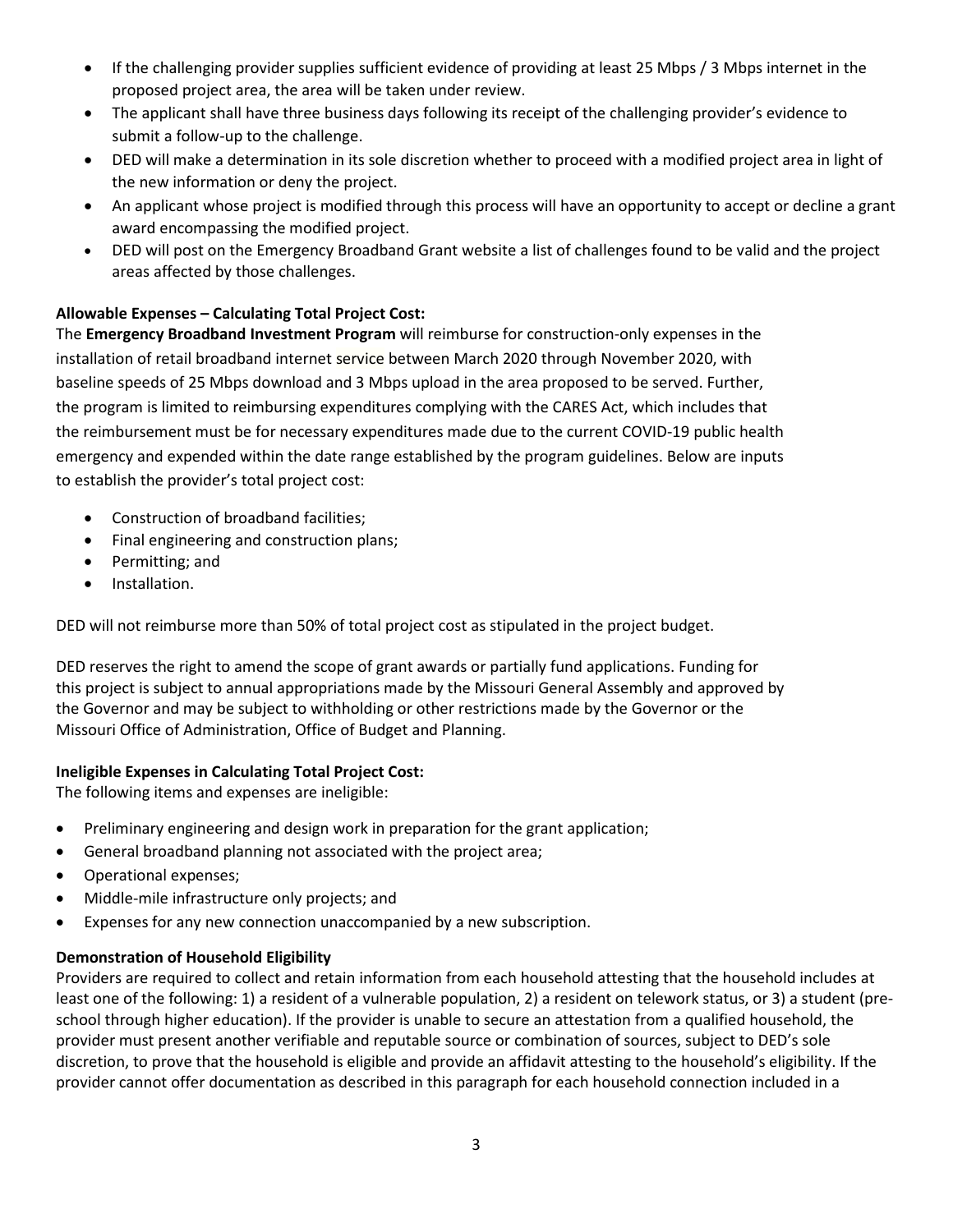- If the challenging provider supplies sufficient evidence of providing at least 25 Mbps / 3 Mbps internet in the proposed project area, the area will be taken under review.
- The applicant shall have three business days following its receipt of the challenging provider's evidence to submit a follow-up to the challenge.
- DED will make a determination in its sole discretion whether to proceed with a modified project area in light of the new information or deny the project.
- An applicant whose project is modified through this process will have an opportunity to accept or decline a grant award encompassing the modified project.
- DED will post on the Emergency Broadband Grant website a list of challenges found to be valid and the project areas affected by those challenges.

**Allowable Expenses – Calculating Total Project Cost:**

The **Emergency Broadband Investment Program** will reimburse for construction-only expenses in the installation of retail broadband internet service between March 2020 through November 2020, with baseline speeds of 25 Mbps download and 3 Mbps upload in the area proposed to be served. Further, the program is limited to reimbursing expenditures complying with the CARES Act, which includes that the reimbursement must be for necessary expenditures made due to the current COVID-19 public health emergency and expended within the date range established by the program guidelines. Below are inputs to establish the provider's total project cost:

- Construction of broadband facilities;
- Final engineering and construction plans;
- Permitting; and
- Installation.

DED will not reimburse more than 50% of total project cost as stipulated in the project budget.

DED reserves the right to amend the scope of grant awards or partially fund applications. Funding for this project is subject to annual appropriations made by the Missouri General Assembly and approved by the Governor and may be subject to withholding or other restrictions made by the Governor or the Missouri Office of Administration, Office of Budget and Planning.

**Ineligible Expenses in Calculating Total Project Cost:**

The following items and expenses are ineligible:

- Preliminary engineering and design work in preparation for the grant application;
- General broadband planning not associated with the project area;
- Operational expenses;
- Middle-mile infrastructure only projects; and
- Expenses for any new connection unaccompanied by a new subscription.

**Demonstration of Household Eligibility**

Providers are required to collect and retain information from each household attesting that the household includes at least one of the following: 1) a resident of a vulnerable population, 2) a resident on telework status, or 3) a student (pre-school through higher education). If the provider is unable to secure an attestation from a qualified household, the provider must present another verifiable and reputable source or combination of sources, subject to DED's sole discretion, to prove that the household is eligible and provide an affidavit attesting to the household's eligibility. If the provider cannot offer documentation as described in this paragraph for each household connection included in a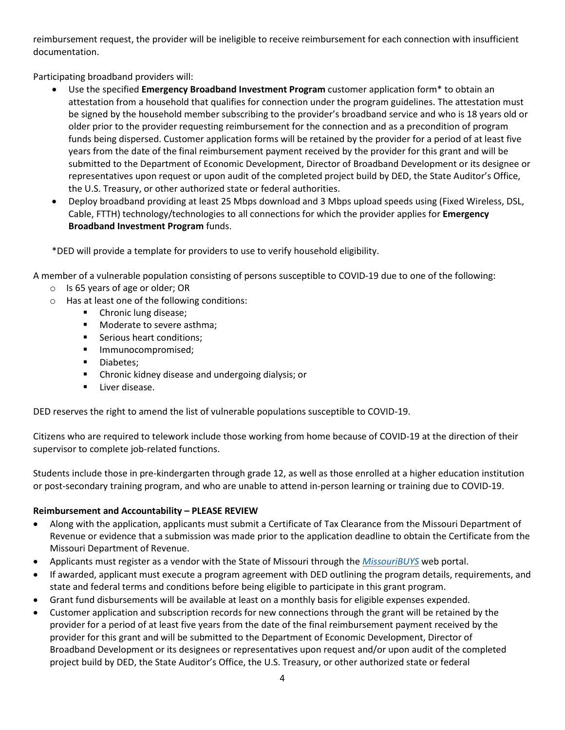reimbursement request, the provider will be ineligible to receive reimbursement for each connection with insufficient documentation.

Participating broadband providers will:

- Use the specified **Emergency Broadband Investment Program** customer application form* to obtain an attestation from a household that qualifies for connection under the program guidelines. The attestation must be signed by the household member subscribing to the provider's broadband service and who is 18 years old or older prior to the provider requesting reimbursement for the connection and as a precondition of program funds being dispersed. Customer application forms will be retained by the provider for a period of at least five years from the date of the final reimbursement payment received by the provider for this grant and will be submitted to the Department of Economic Development, Director of Broadband Development or its designee or representatives upon request or upon audit of the completed project build by DED, the State Auditor's Office, the U.S. Treasury, or other authorized state or federal authorities.
- Deploy broadband providing at least 25 Mbps download and 3 Mbps upload speeds using (Fixed Wireless, DSL, Cable, FTTH) technology/technologies to all connections for which the provider applies for **Emergency Broadband Investment Program** funds.

*DED will provide a template for providers to use to verify household eligibility.

A member of a vulnerable population consisting of persons susceptible to COVID-19 due to one of the following:

- Is 65 years of age or older; OR
- Has at least one of the following conditions:
  - Chronic lung disease;
  - Moderate to severe asthma;
  - Serious heart conditions;
  - Immunocompromised;
  - Diabetes;
  - Chronic kidney disease and undergoing dialysis; or
  - Liver disease.

DED reserves the right to amend the list of vulnerable populations susceptible to COVID-19.

Citizens who are required to telework include those working from home because of COVID-19 at the direction of their supervisor to complete job-related functions.

Students include those in pre-kindergarten through grade 12, as well as those enrolled at a higher education institution or post-secondary training program, and who are unable to attend in-person learning or training due to COVID-19.

**Reimbursement and Accountability – PLEASE REVIEW**

- Along with the application, applicants must submit a Certificate of Tax Clearance from the Missouri Department of Revenue or evidence that a submission was made prior to the application deadline to obtain the Certificate from the Missouri Department of Revenue.
- Applicants must register as a vendor with the State of Missouri through the *MissouriBUYS* web portal.
- If awarded, applicant must execute a program agreement with DED outlining the program details, requirements, and state and federal terms and conditions before being eligible to participate in this grant program.
- Grant fund disbursements will be available at least on a monthly basis for eligible expenses expended.
- Customer application and subscription records for new connections through the grant will be retained by the provider for a period of at least five years from the date of the final reimbursement payment received by the provider for this grant and will be submitted to the Department of Economic Development, Director of Broadband Development or its designees or representatives upon request and/or upon audit of the completed project build by DED, the State Auditor's Office, the U.S. Treasury, or other authorized state or federal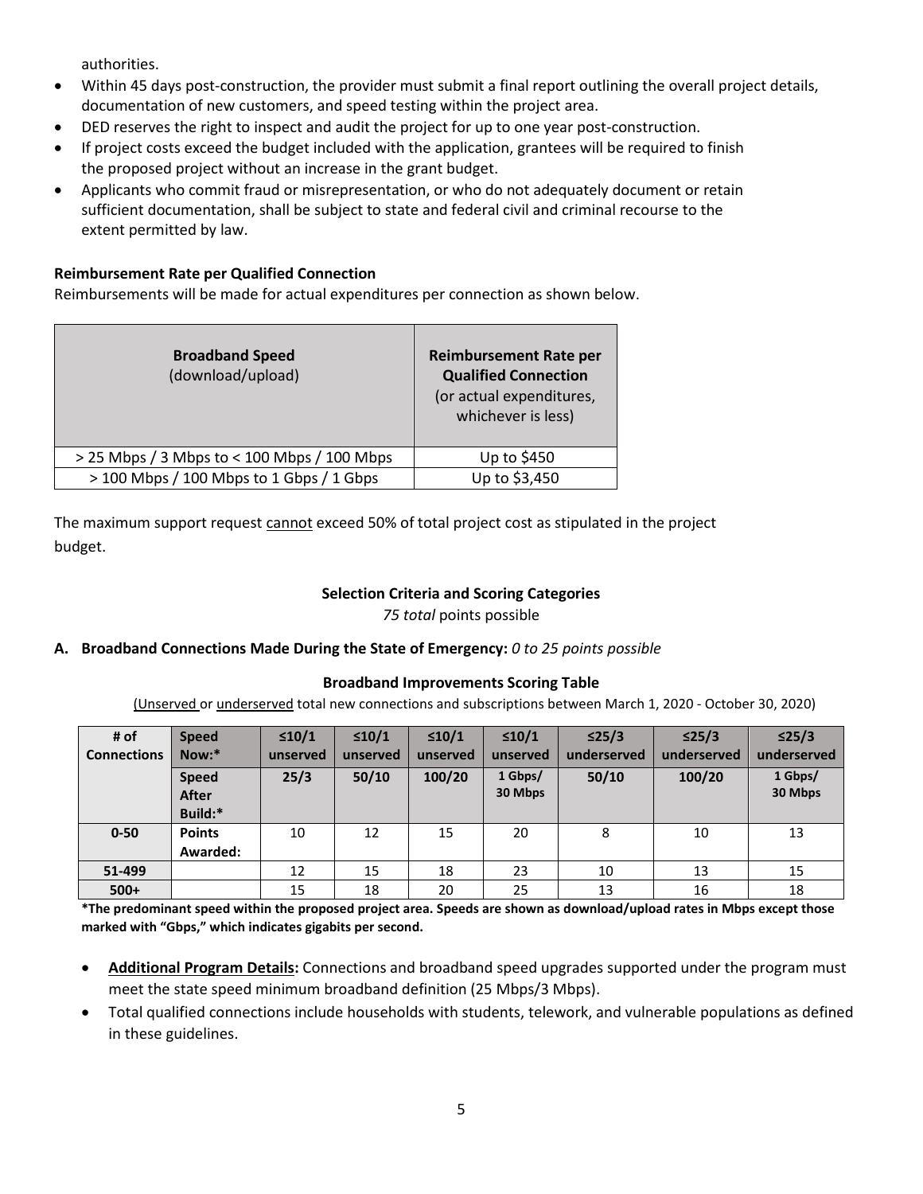authorities.

- Within 45 days post-construction, the provider must submit a final report outlining the overall project details, documentation of new customers, and speed testing within the project area.
- DED reserves the right to inspect and audit the project for up to one year post-construction.
- If project costs exceed the budget included with the application, grantees will be required to finish the proposed project without an increase in the grant budget.
- Applicants who commit fraud or misrepresentation, or who do not adequately document or retain sufficient documentation, shall be subject to state and federal civil and criminal recourse to the extent permitted by law.

**Reimbursement Rate per Qualified Connection**

Reimbursements will be made for actual expenditures per connection as shown below.

| **Broadband Speed** (download/upload) | **Reimbursement Rate per Qualified Connection** (or actual expenditures, whichever is less) |
|---|---|
| > 25 Mbps / 3 Mbps to < 100 Mbps / 100 Mbps | Up to $450 |
| > 100 Mbps / 100 Mbps to 1 Gbps / 1 Gbps | Up to $3,450 |

The maximum support request cannot exceed 50% of total project cost as stipulated in the project budget.

**Selection Criteria and Scoring Categories**

*75 total* points possible

**A. Broadband Connections Made During the State of Emergency:** *0 to 25 points possible*

**Broadband Improvements Scoring Table**

(Unserved or underserved total new connections and subscriptions between March 1, 2020 - October 30, 2020)

| **# of Connections** | **Speed Now:*** | **≤10/1 unserved** | **≤10/1 unserved** | **≤10/1 unserved** | **≤10/1 unserved** | **≤25/3 underserved** | **≤25/3 underserved** | **≤25/3 underserved** |
|---|---|---|---|---|---|---|---|---|
| | **Speed After Build:*** | **25/3** | **50/10** | **100/20** | **1 Gbps/ 30 Mbps** | **50/10** | **100/20** | **1 Gbps/ 30 Mbps** |
| **0-50** | **Points Awarded:** | 10 | 12 | 15 | 20 | 8 | 10 | 13 |
| **51-499** | | 12 | 15 | 18 | 23 | 10 | 13 | 15 |
| **500+** | | 15 | 18 | 20 | 25 | 13 | 16 | 18 |

**\*The predominant speed within the proposed project area. Speeds are shown as download/upload rates in Mbps except those marked with "Gbps," which indicates gigabits per second.**

- **Additional Program Details:** Connections and broadband speed upgrades supported under the program must meet the state speed minimum broadband definition (25 Mbps/3 Mbps).
- Total qualified connections include households with students, telework, and vulnerable populations as defined in these guidelines.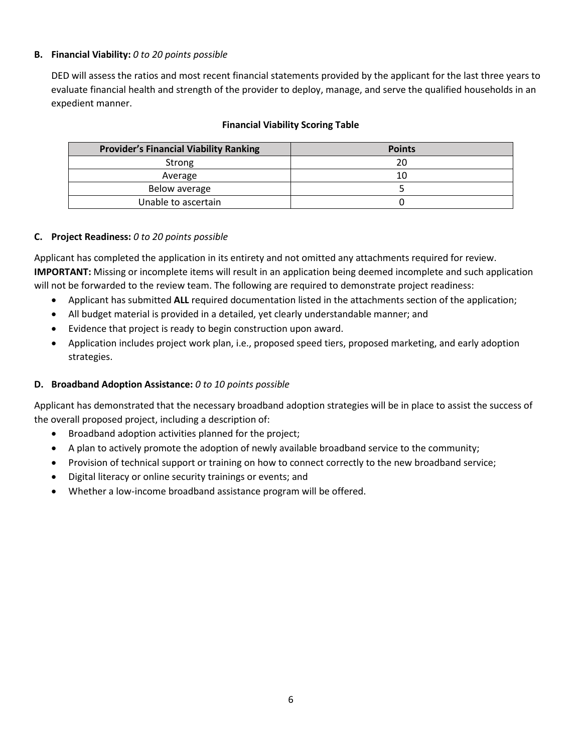**B. Financial Viability:** *0 to 20 points possible*

DED will assess the ratios and most recent financial statements provided by the applicant for the last three years to evaluate financial health and strength of the provider to deploy, manage, and serve the qualified households in an expedient manner.

**Financial Viability Scoring Table**

| Provider's Financial Viability Ranking | Points |
|---|---|
| Strong | 20 |
| Average | 10 |
| Below average | 5 |
| Unable to ascertain | 0 |

**C. Project Readiness:** *0 to 20 points possible*

Applicant has completed the application in its entirety and not omitted any attachments required for review. **IMPORTANT:** Missing or incomplete items will result in an application being deemed incomplete and such application will not be forwarded to the review team. The following are required to demonstrate project readiness:

- Applicant has submitted **ALL** required documentation listed in the attachments section of the application;
- All budget material is provided in a detailed, yet clearly understandable manner; and
- Evidence that project is ready to begin construction upon award.
- Application includes project work plan, i.e., proposed speed tiers, proposed marketing, and early adoption strategies.

**D. Broadband Adoption Assistance:** *0 to 10 points possible*

Applicant has demonstrated that the necessary broadband adoption strategies will be in place to assist the success of the overall proposed project, including a description of:

- Broadband adoption activities planned for the project;
- A plan to actively promote the adoption of newly available broadband service to the community;
- Provision of technical support or training on how to connect correctly to the new broadband service;
- Digital literacy or online security trainings or events; and
- Whether a low-income broadband assistance program will be offered.